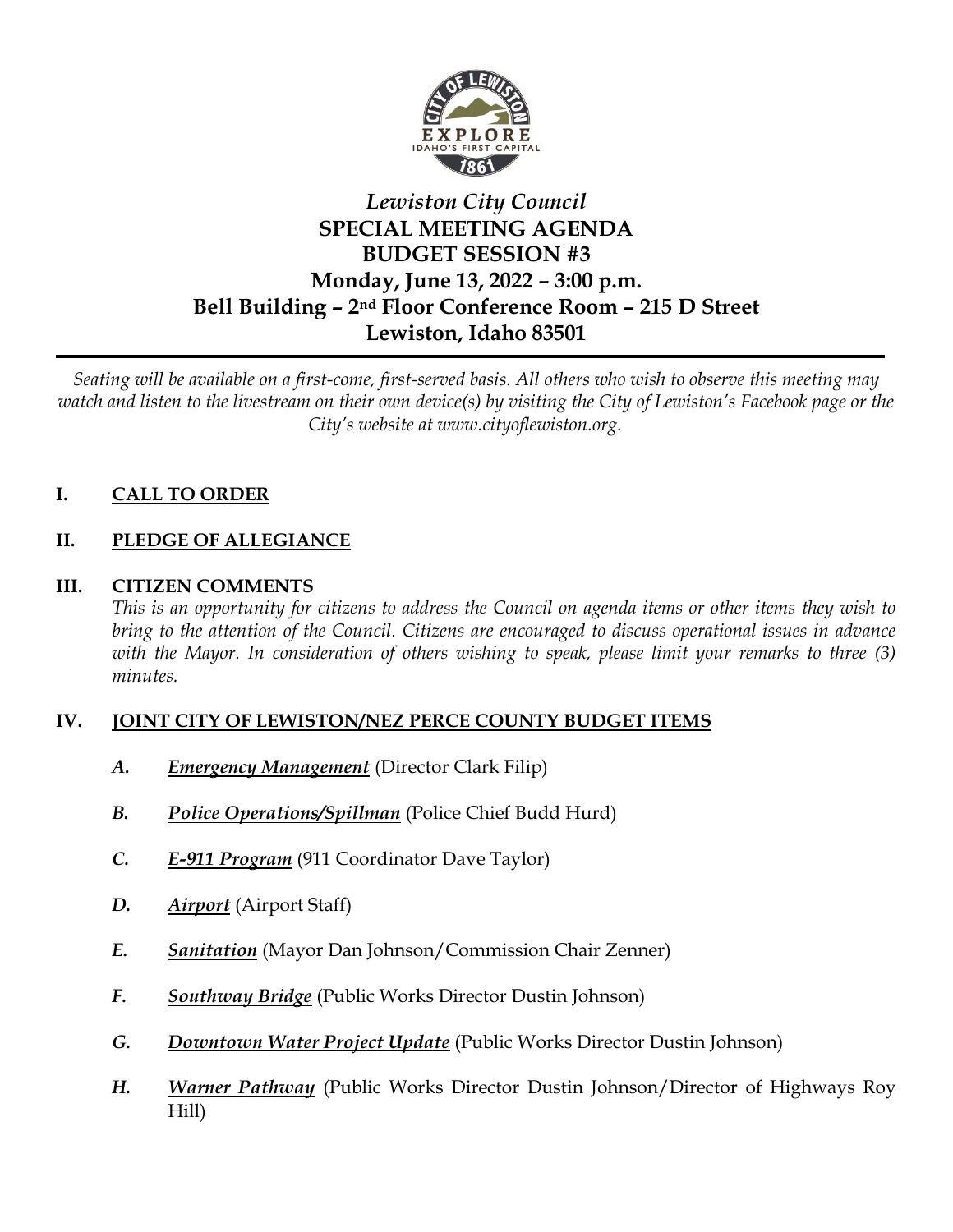*Lewiston City Council*

# SPECIAL MEETING AGENDA
## BUDGET SESSION #3
## Monday, June 13, 2022 – 3:00 p.m.
## Bell Building – 2nd Floor Conference Room – 215 D Street
## Lewiston, Idaho 83501

---

*Seating will be available on a first-come, first-served basis. All others who wish to observe this meeting may watch and listen to the livestream on their own device(s) by visiting the City of Lewiston's Facebook page or the City's website at www.cityoflewiston.org.*

**I. CALL TO ORDER**

**II. PLEDGE OF ALLEGIANCE**

**III. CITIZEN COMMENTS**

*This is an opportunity for citizens to address the Council on agenda items or other items they wish to bring to the attention of the Council. Citizens are encouraged to discuss operational issues in advance with the Mayor. In consideration of others wishing to speak, please limit your remarks to three (3) minutes.*

**IV. JOINT CITY OF LEWISTON/NEZ PERCE COUNTY BUDGET ITEMS**

- ***A. Emergency Management*** (Director Clark Filip)
- ***B. Police Operations/Spillman*** (Police Chief Budd Hurd)
- ***C. E-911 Program*** (911 Coordinator Dave Taylor)
- ***D. Airport*** (Airport Staff)
- ***E. Sanitation*** (Mayor Dan Johnson/Commission Chair Zenner)
- ***F. Southway Bridge*** (Public Works Director Dustin Johnson)
- ***G. Downtown Water Project Update*** (Public Works Director Dustin Johnson)
- ***H. Warner Pathway*** (Public Works Director Dustin Johnson/Director of Highways Roy Hill)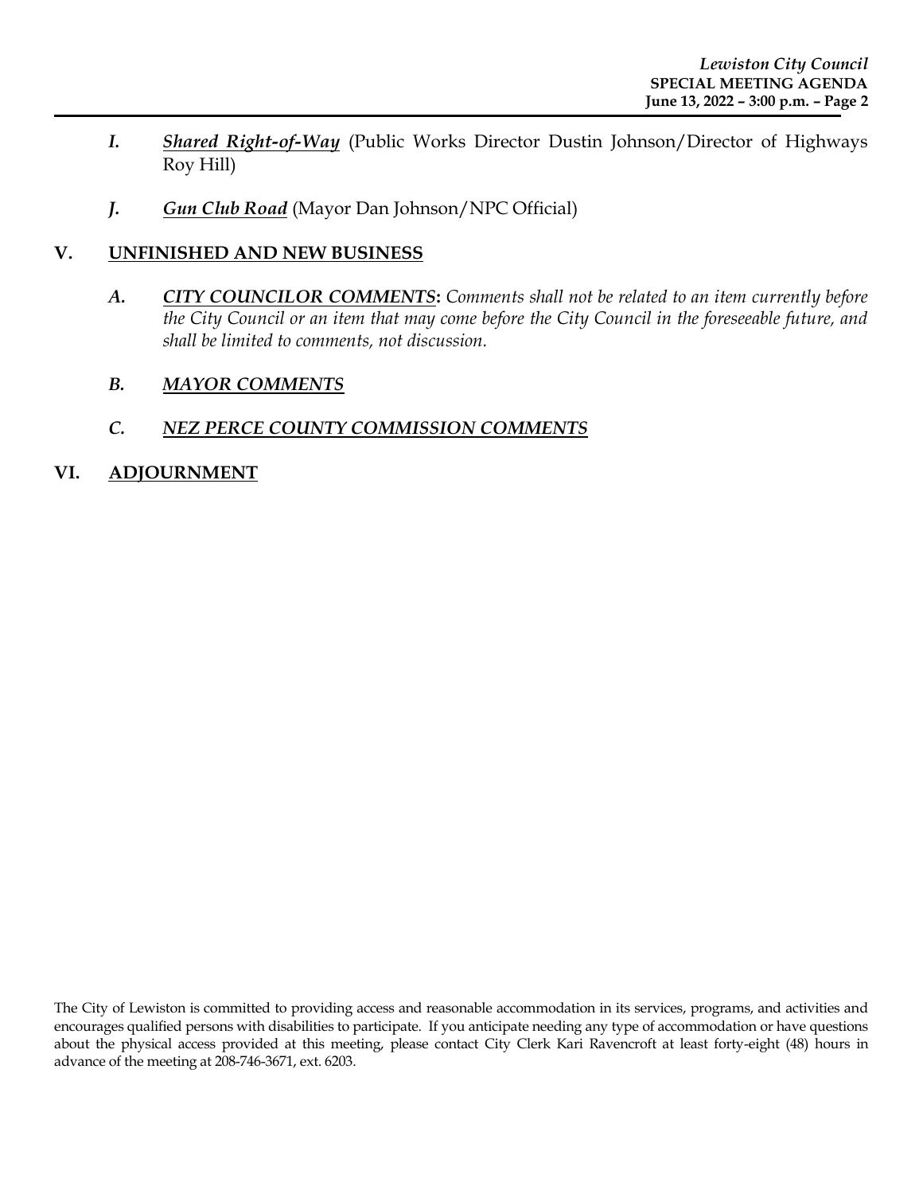*I.* ***Shared Right-of-Way*** (Public Works Director Dustin Johnson/Director of Highways Roy Hill)

*J.* ***Gun Club Road*** (Mayor Dan Johnson/NPC Official)

## V. UNFINISHED AND NEW BUSINESS

*A.* ***CITY COUNCILOR COMMENTS*****:** *Comments shall not be related to an item currently before the City Council or an item that may come before the City Council in the foreseeable future, and shall be limited to comments, not discussion.*

*B.* ***MAYOR COMMENTS***

*C.* ***NEZ PERCE COUNTY COMMISSION COMMENTS***

## VI. ADJOURNMENT

The City of Lewiston is committed to providing access and reasonable accommodation in its services, programs, and activities and encourages qualified persons with disabilities to participate. If you anticipate needing any type of accommodation or have questions about the physical access provided at this meeting, please contact City Clerk Kari Ravencroft at least forty-eight (48) hours in advance of the meeting at 208-746-3671, ext. 6203.